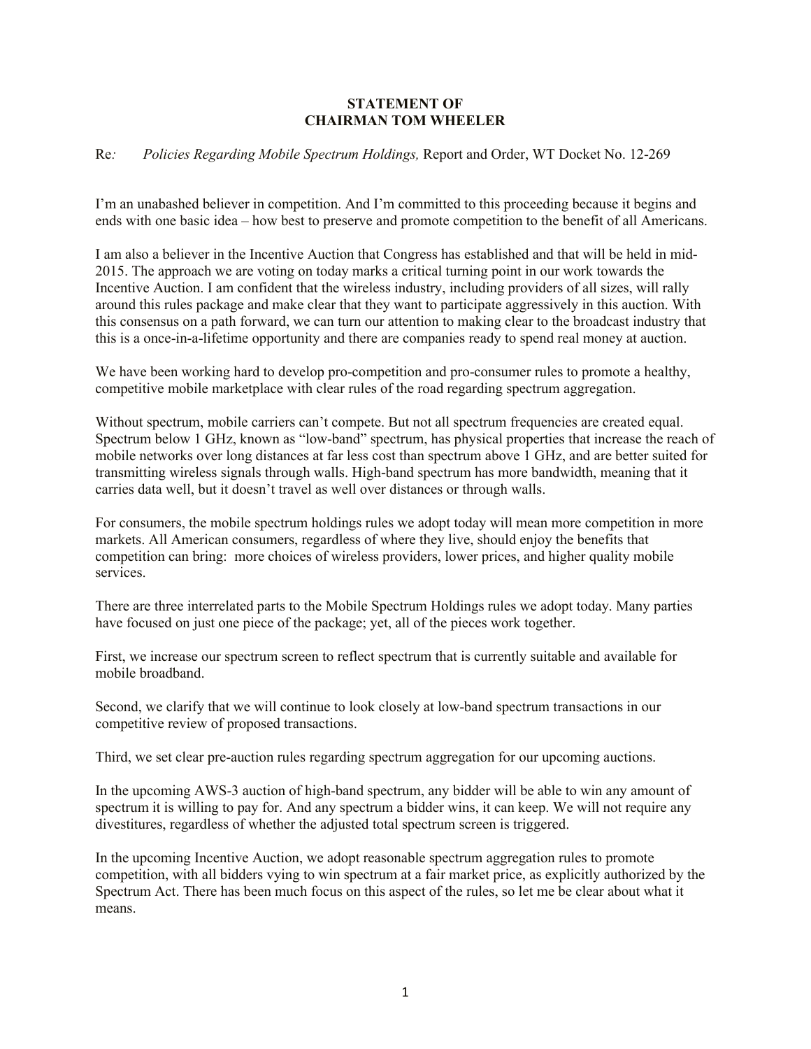**STATEMENT OF**
**CHAIRMAN TOM WHEELER**

Re*:* *Policies Regarding Mobile Spectrum Holdings,* Report and Order, WT Docket No. 12-269

I'm an unabashed believer in competition. And I'm committed to this proceeding because it begins and ends with one basic idea – how best to preserve and promote competition to the benefit of all Americans.

I am also a believer in the Incentive Auction that Congress has established and that will be held in mid-2015. The approach we are voting on today marks a critical turning point in our work towards the Incentive Auction. I am confident that the wireless industry, including providers of all sizes, will rally around this rules package and make clear that they want to participate aggressively in this auction. With this consensus on a path forward, we can turn our attention to making clear to the broadcast industry that this is a once-in-a-lifetime opportunity and there are companies ready to spend real money at auction.

We have been working hard to develop pro-competition and pro-consumer rules to promote a healthy, competitive mobile marketplace with clear rules of the road regarding spectrum aggregation.

Without spectrum, mobile carriers can't compete. But not all spectrum frequencies are created equal. Spectrum below 1 GHz, known as "low-band" spectrum, has physical properties that increase the reach of mobile networks over long distances at far less cost than spectrum above 1 GHz, and are better suited for transmitting wireless signals through walls. High-band spectrum has more bandwidth, meaning that it carries data well, but it doesn't travel as well over distances or through walls.

For consumers, the mobile spectrum holdings rules we adopt today will mean more competition in more markets. All American consumers, regardless of where they live, should enjoy the benefits that competition can bring: more choices of wireless providers, lower prices, and higher quality mobile services.

There are three interrelated parts to the Mobile Spectrum Holdings rules we adopt today. Many parties have focused on just one piece of the package; yet, all of the pieces work together.

First, we increase our spectrum screen to reflect spectrum that is currently suitable and available for mobile broadband.

Second, we clarify that we will continue to look closely at low-band spectrum transactions in our competitive review of proposed transactions.

Third, we set clear pre-auction rules regarding spectrum aggregation for our upcoming auctions.

In the upcoming AWS-3 auction of high-band spectrum, any bidder will be able to win any amount of spectrum it is willing to pay for. And any spectrum a bidder wins, it can keep. We will not require any divestitures, regardless of whether the adjusted total spectrum screen is triggered.

In the upcoming Incentive Auction, we adopt reasonable spectrum aggregation rules to promote competition, with all bidders vying to win spectrum at a fair market price, as explicitly authorized by the Spectrum Act. There has been much focus on this aspect of the rules, so let me be clear about what it means.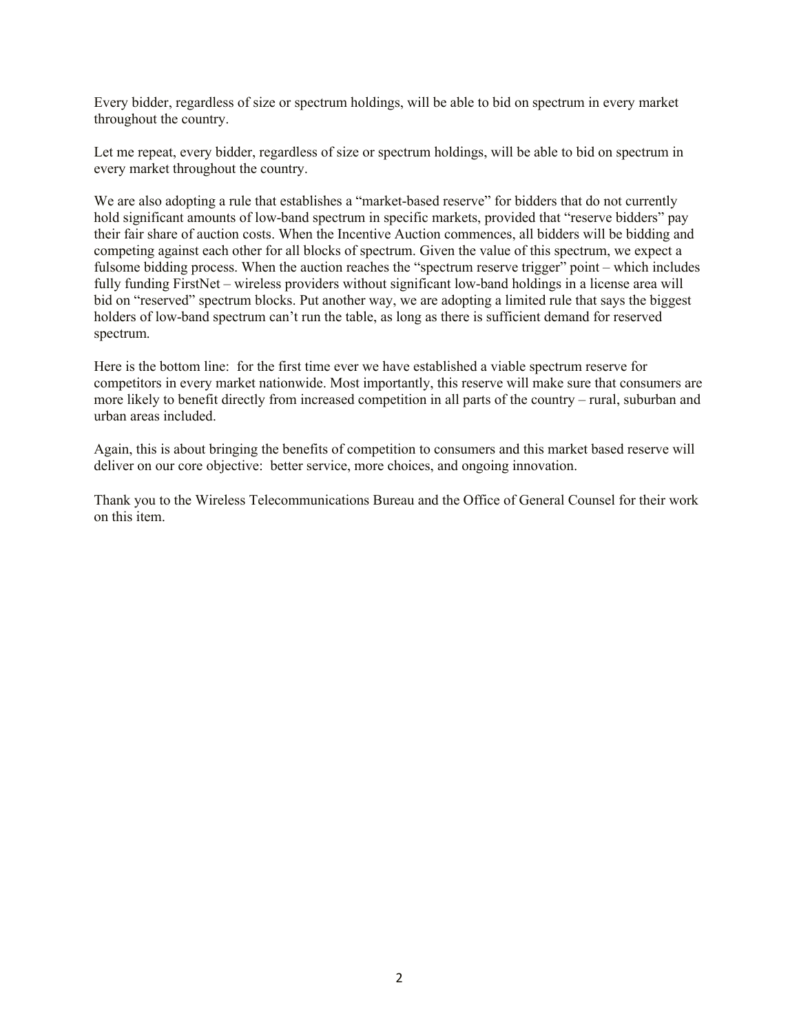Every bidder, regardless of size or spectrum holdings, will be able to bid on spectrum in every market throughout the country.

Let me repeat, every bidder, regardless of size or spectrum holdings, will be able to bid on spectrum in every market throughout the country.

We are also adopting a rule that establishes a "market-based reserve" for bidders that do not currently hold significant amounts of low-band spectrum in specific markets, provided that "reserve bidders" pay their fair share of auction costs. When the Incentive Auction commences, all bidders will be bidding and competing against each other for all blocks of spectrum. Given the value of this spectrum, we expect a fulsome bidding process. When the auction reaches the "spectrum reserve trigger" point – which includes fully funding FirstNet – wireless providers without significant low-band holdings in a license area will bid on "reserved" spectrum blocks. Put another way, we are adopting a limited rule that says the biggest holders of low-band spectrum can't run the table, as long as there is sufficient demand for reserved spectrum.

Here is the bottom line: for the first time ever we have established a viable spectrum reserve for competitors in every market nationwide. Most importantly, this reserve will make sure that consumers are more likely to benefit directly from increased competition in all parts of the country – rural, suburban and urban areas included.

Again, this is about bringing the benefits of competition to consumers and this market based reserve will deliver on our core objective: better service, more choices, and ongoing innovation.

Thank you to the Wireless Telecommunications Bureau and the Office of General Counsel for their work on this item.